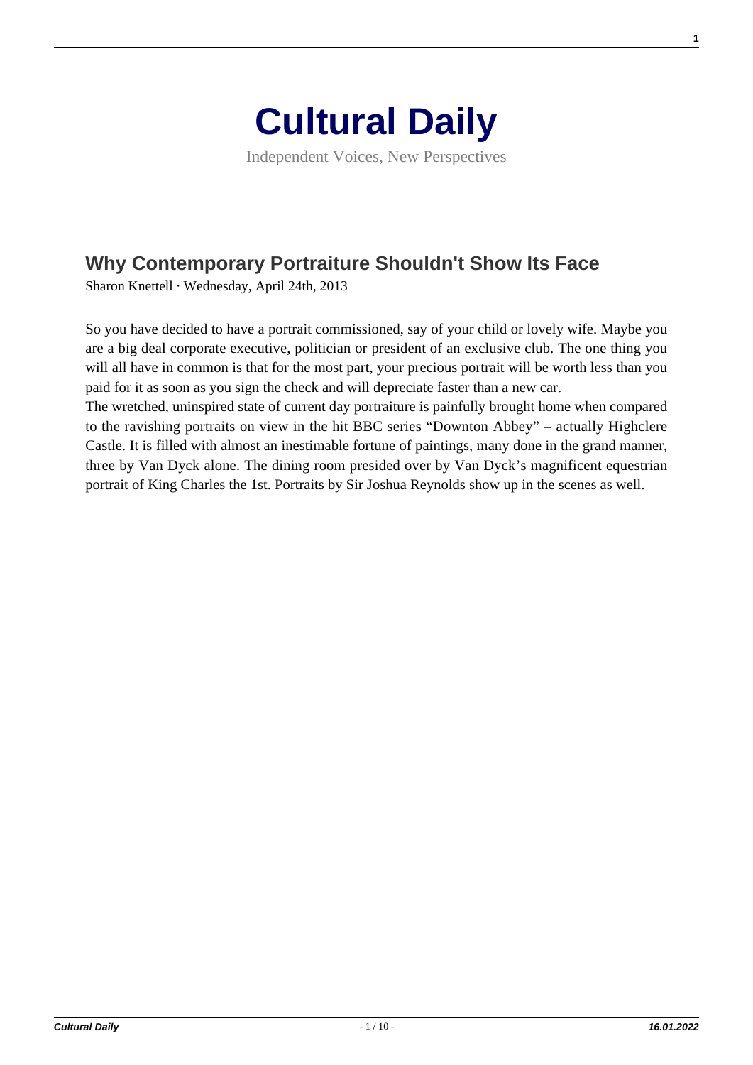# Cultural Daily

Independent Voices, New Perspectives

## Why Contemporary Portraiture Shouldn't Show Its Face

Sharon Knettell · Wednesday, April 24th, 2013

So you have decided to have a portrait commissioned, say of your child or lovely wife. Maybe you are a big deal corporate executive, politician or president of an exclusive club. The one thing you will all have in common is that for the most part, your precious portrait will be worth less than you paid for it as soon as you sign the check and will depreciate faster than a new car.

The wretched, uninspired state of current day portraiture is painfully brought home when compared to the ravishing portraits on view in the hit BBC series "Downton Abbey" – actually Highclere Castle. It is filled with almost an inestimable fortune of paintings, many done in the grand manner, three by Van Dyck alone. The dining room presided over by Van Dyck's magnificent equestrian portrait of King Charles the 1st. Portraits by Sir Joshua Reynolds show up in the scenes as well.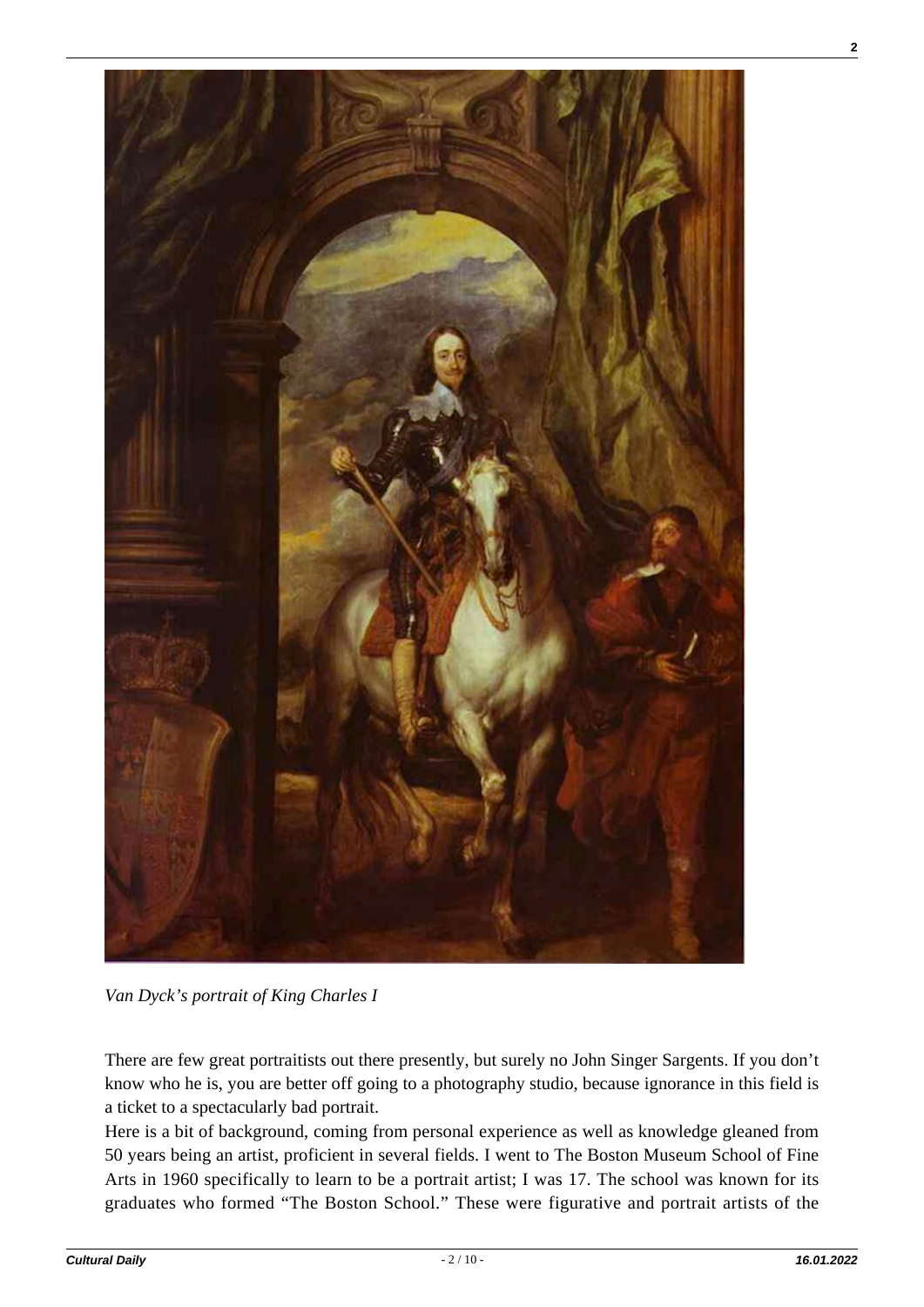*Van Dyck's portrait of King Charles I*

There are few great portraitists out there presently, but surely no John Singer Sargents. If you don't know who he is, you are better off going to a photography studio, because ignorance in this field is a ticket to a spectacularly bad portrait.

Here is a bit of background, coming from personal experience as well as knowledge gleaned from 50 years being an artist, proficient in several fields. I went to The Boston Museum School of Fine Arts in 1960 specifically to learn to be a portrait artist; I was 17. The school was known for its graduates who formed "The Boston School." These were figurative and portrait artists of the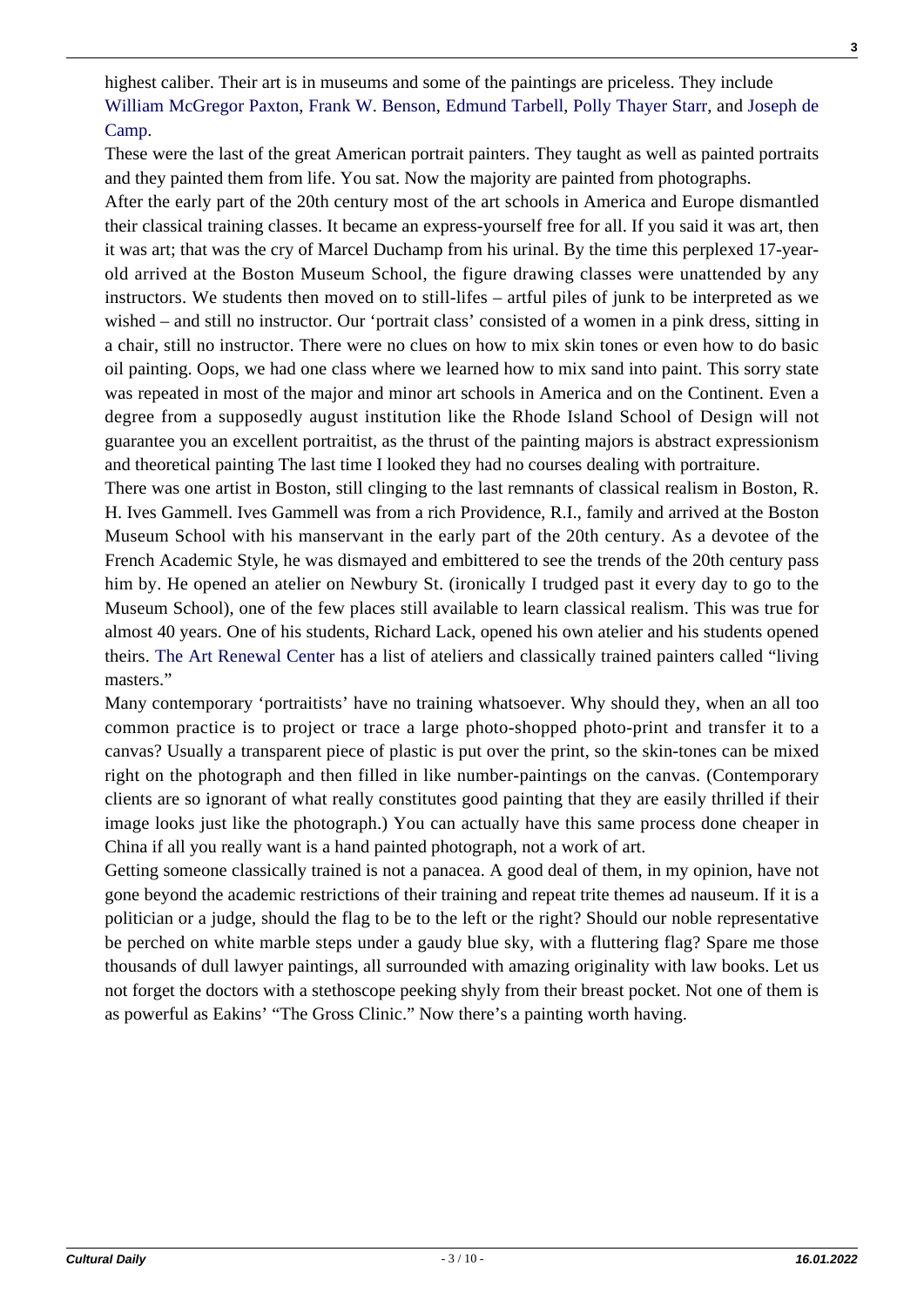highest caliber. Their art is in museums and some of the paintings are priceless. They include William McGregor Paxton, Frank W. Benson, Edmund Tarbell, Polly Thayer Starr, and Joseph de Camp.

These were the last of the great American portrait painters. They taught as well as painted portraits and they painted them from life. You sat. Now the majority are painted from photographs.

After the early part of the 20th century most of the art schools in America and Europe dismantled their classical training classes. It became an express-yourself free for all. If you said it was art, then it was art; that was the cry of Marcel Duchamp from his urinal. By the time this perplexed 17-year-old arrived at the Boston Museum School, the figure drawing classes were unattended by any instructors. We students then moved on to still-lifes – artful piles of junk to be interpreted as we wished – and still no instructor. Our 'portrait class' consisted of a women in a pink dress, sitting in a chair, still no instructor. There were no clues on how to mix skin tones or even how to do basic oil painting. Oops, we had one class where we learned how to mix sand into paint. This sorry state was repeated in most of the major and minor art schools in America and on the Continent. Even a degree from a supposedly august institution like the Rhode Island School of Design will not guarantee you an excellent portraitist, as the thrust of the painting majors is abstract expressionism and theoretical painting The last time I looked they had no courses dealing with portraiture.

There was one artist in Boston, still clinging to the last remnants of classical realism in Boston, R. H. Ives Gammell. Ives Gammell was from a rich Providence, R.I., family and arrived at the Boston Museum School with his manservant in the early part of the 20th century. As a devotee of the French Academic Style, he was dismayed and embittered to see the trends of the 20th century pass him by. He opened an atelier on Newbury St. (ironically I trudged past it every day to go to the Museum School), one of the few places still available to learn classical realism. This was true for almost 40 years. One of his students, Richard Lack, opened his own atelier and his students opened theirs. The Art Renewal Center has a list of ateliers and classically trained painters called "living masters."

Many contemporary 'portraitists' have no training whatsoever. Why should they, when an all too common practice is to project or trace a large photo-shopped photo-print and transfer it to a canvas? Usually a transparent piece of plastic is put over the print, so the skin-tones can be mixed right on the photograph and then filled in like number-paintings on the canvas. (Contemporary clients are so ignorant of what really constitutes good painting that they are easily thrilled if their image looks just like the photograph.) You can actually have this same process done cheaper in China if all you really want is a hand painted photograph, not a work of art.

Getting someone classically trained is not a panacea. A good deal of them, in my opinion, have not gone beyond the academic restrictions of their training and repeat trite themes ad nauseum. If it is a politician or a judge, should the flag to be to the left or the right? Should our noble representative be perched on white marble steps under a gaudy blue sky, with a fluttering flag? Spare me those thousands of dull lawyer paintings, all surrounded with amazing originality with law books. Let us not forget the doctors with a stethoscope peeking shyly from their breast pocket. Not one of them is as powerful as Eakins' "The Gross Clinic." Now there's a painting worth having.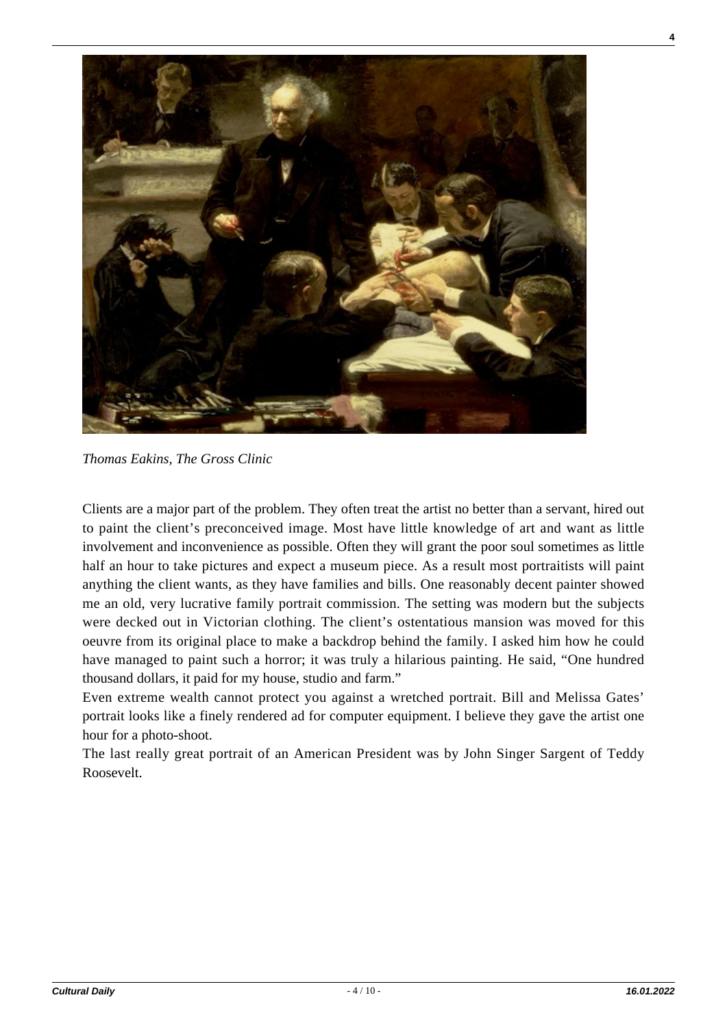*Thomas Eakins, The Gross Clinic*

Clients are a major part of the problem. They often treat the artist no better than a servant, hired out to paint the client's preconceived image. Most have little knowledge of art and want as little involvement and inconvenience as possible. Often they will grant the poor soul sometimes as little half an hour to take pictures and expect a museum piece. As a result most portraitists will paint anything the client wants, as they have families and bills. One reasonably decent painter showed me an old, very lucrative family portrait commission. The setting was modern but the subjects were decked out in Victorian clothing. The client's ostentatious mansion was moved for this oeuvre from its original place to make a backdrop behind the family. I asked him how he could have managed to paint such a horror; it was truly a hilarious painting. He said, "One hundred thousand dollars, it paid for my house, studio and farm."

Even extreme wealth cannot protect you against a wretched portrait. Bill and Melissa Gates' portrait looks like a finely rendered ad for computer equipment. I believe they gave the artist one hour for a photo-shoot.

The last really great portrait of an American President was by John Singer Sargent of Teddy Roosevelt.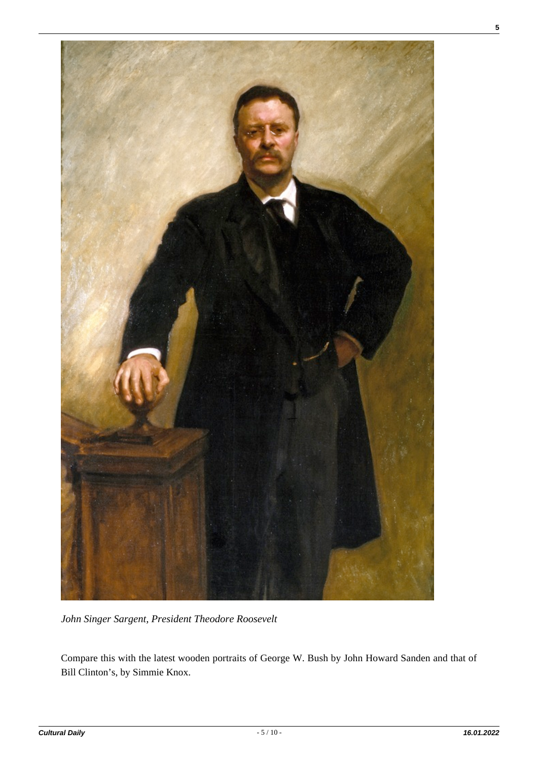*John Singer Sargent, President Theodore Roosevelt*

Compare this with the latest wooden portraits of George W. Bush by John Howard Sanden and that of Bill Clinton's, by Simmie Knox.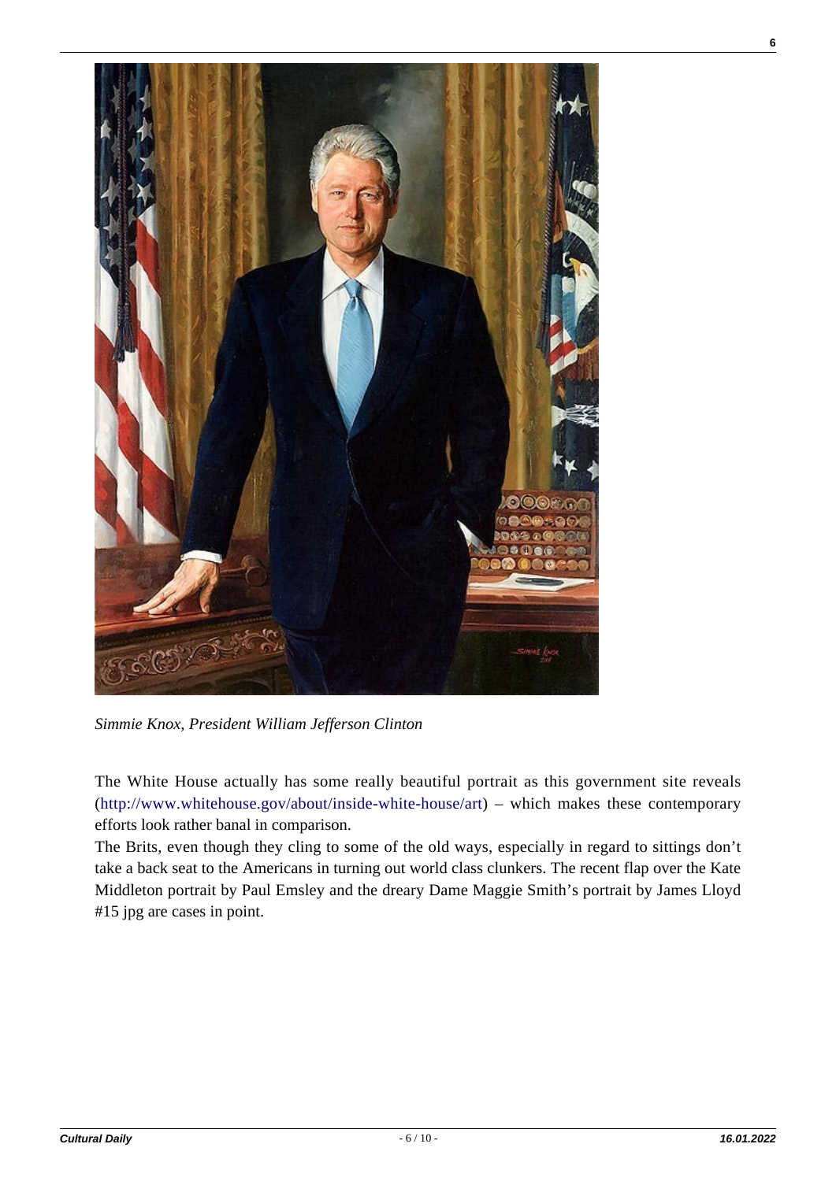*Simmie Knox, President William Jefferson Clinton*

The White House actually has some really beautiful portrait as this government site reveals (http://www.whitehouse.gov/about/inside-white-house/art) – which makes these contemporary efforts look rather banal in comparison.

The Brits, even though they cling to some of the old ways, especially in regard to sittings don't take a back seat to the Americans in turning out world class clunkers. The recent flap over the Kate Middleton portrait by Paul Emsley and the dreary Dame Maggie Smith's portrait by James Lloyd #15 jpg are cases in point.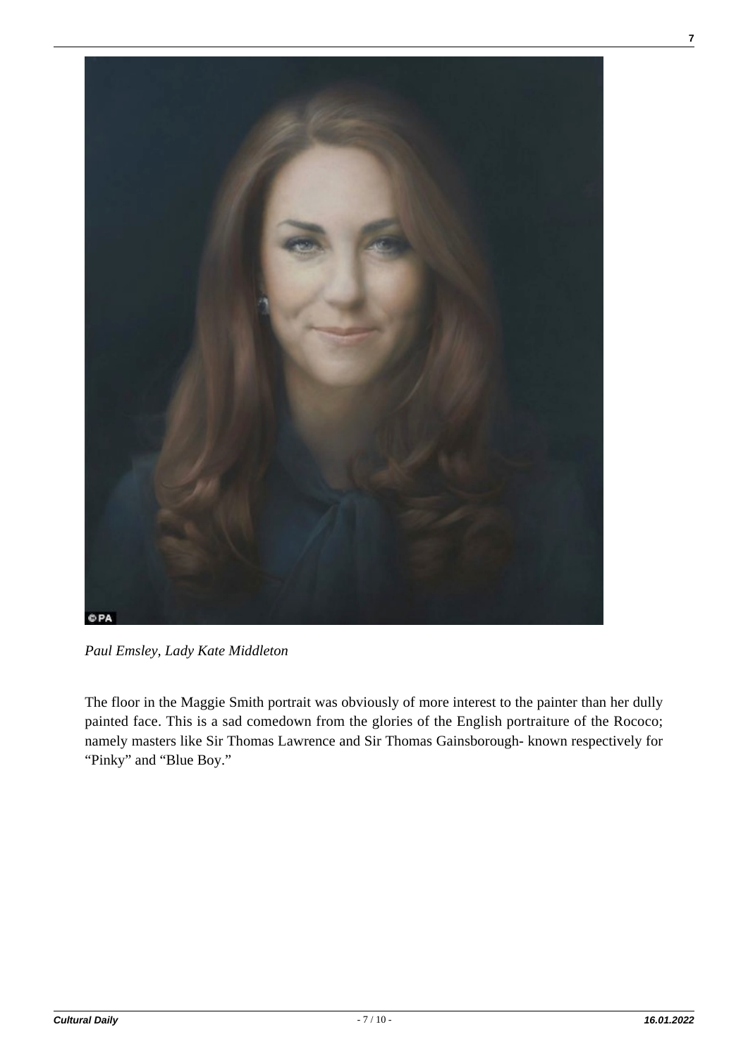*Paul Emsley, Lady Kate Middleton*

The floor in the Maggie Smith portrait was obviously of more interest to the painter than her dully painted face. This is a sad comedown from the glories of the English portraiture of the Rococo; namely masters like Sir Thomas Lawrence and Sir Thomas Gainsborough- known respectively for "Pinky" and "Blue Boy."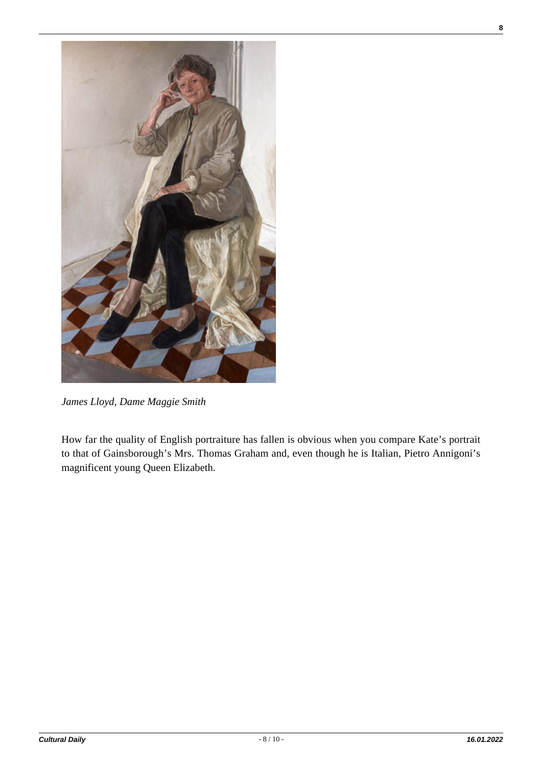*James Lloyd, Dame Maggie Smith*

How far the quality of English portraiture has fallen is obvious when you compare Kate's portrait to that of Gainsborough's Mrs. Thomas Graham and, even though he is Italian, Pietro Annigoni's magnificent young Queen Elizabeth.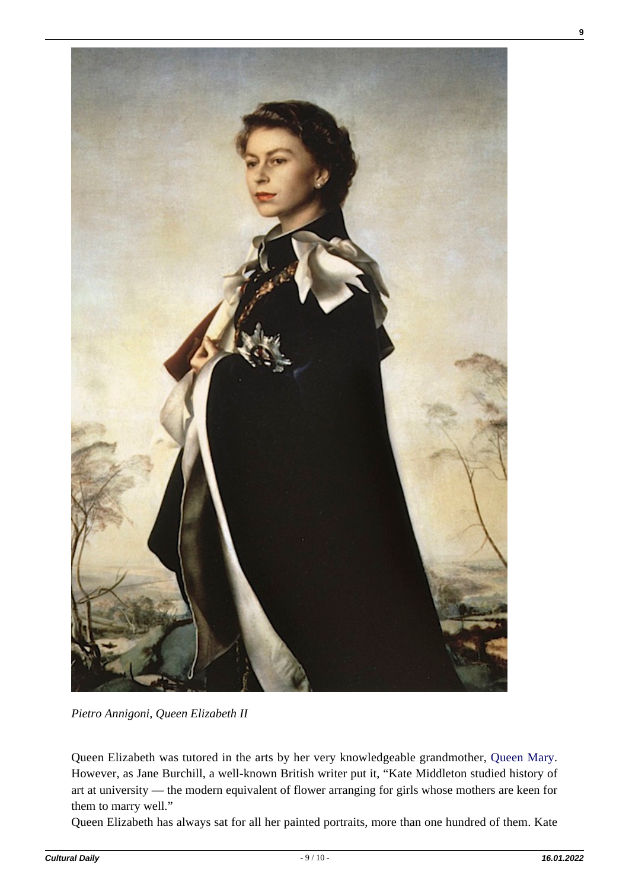*Pietro Annigoni, Queen Elizabeth II*

Queen Elizabeth was tutored in the arts by her very knowledgeable grandmother, Queen Mary. However, as Jane Burchill, a well-known British writer put it, "Kate Middleton studied history of art at university — the modern equivalent of flower arranging for girls whose mothers are keen for them to marry well."

Queen Elizabeth has always sat for all her painted portraits, more than one hundred of them. Kate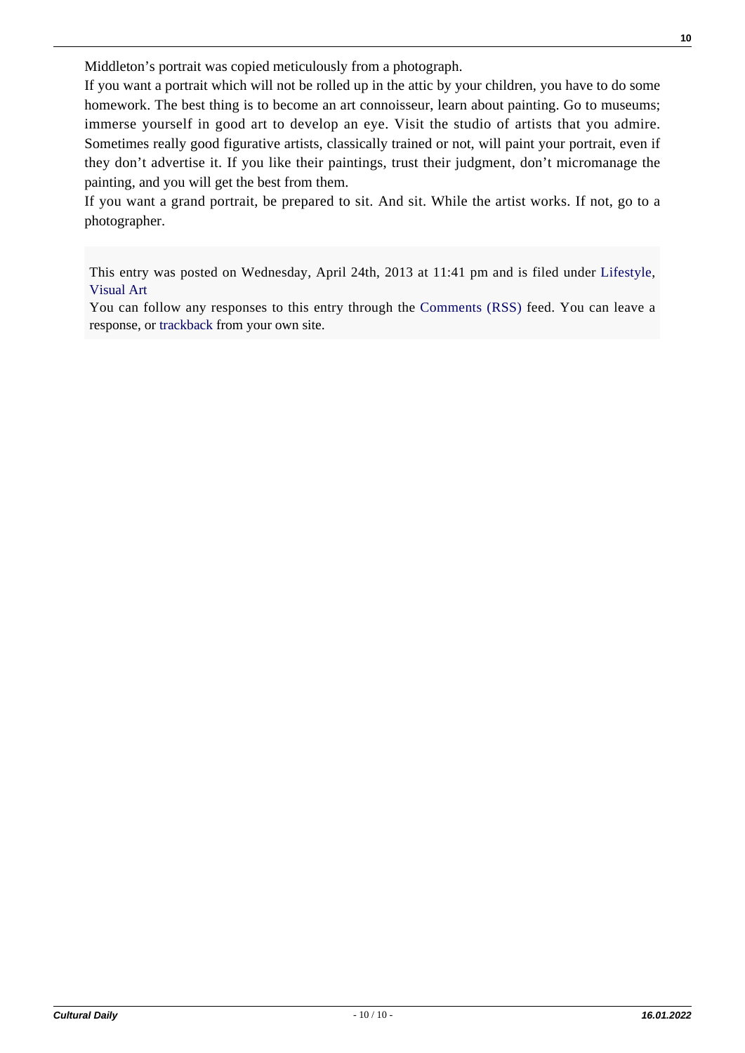Middleton's portrait was copied meticulously from a photograph.

If you want a portrait which will not be rolled up in the attic by your children, you have to do some homework. The best thing is to become an art connoisseur, learn about painting. Go to museums; immerse yourself in good art to develop an eye. Visit the studio of artists that you admire. Sometimes really good figurative artists, classically trained or not, will paint your portrait, even if they don't advertise it. If you like their paintings, trust their judgment, don't micromanage the painting, and you will get the best from them.

If you want a grand portrait, be prepared to sit. And sit. While the artist works. If not, go to a photographer.

This entry was posted on Wednesday, April 24th, 2013 at 11:41 pm and is filed under Lifestyle, Visual Art

You can follow any responses to this entry through the Comments (RSS) feed. You can leave a response, or trackback from your own site.